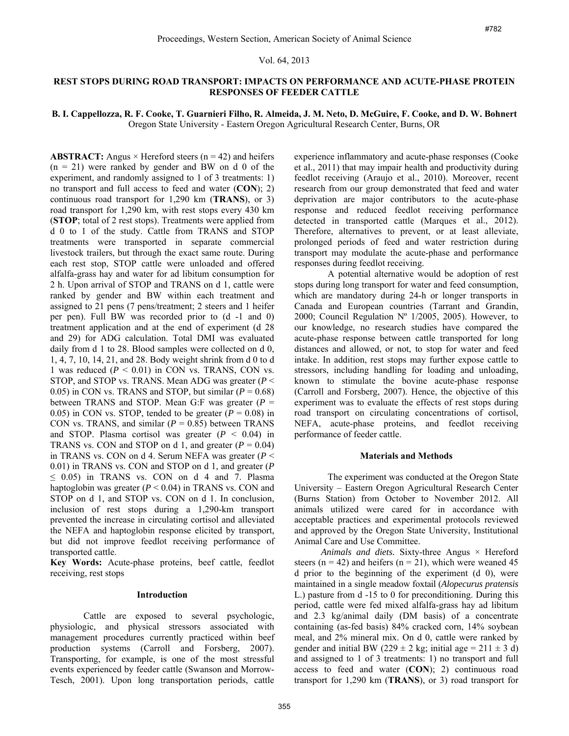# REST STOPS DURING ROAD TRANSPORT: IMPACTS ON PERFORMANCE AND ACUTE-PHASE PROTEIN RESPONSES OF FEEDER CATTLE

**B. I. Cappellozza, R. F. Cooke, T. Guarnieri Filho, R. Almeida, J. M. Neto, D. McGuire, F. Cooke, and D. W. Bohnert**
Oregon State University - Eastern Oregon Agricultural Research Center, Burns, OR

**ABSTRACT:** Angus × Hereford steers (n = 42) and heifers (n = 21) were ranked by gender and BW on d 0 of the experiment, and randomly assigned to 1 of 3 treatments: 1) no transport and full access to feed and water (**CON**); 2) continuous road transport for 1,290 km (**TRANS**), or 3) road transport for 1,290 km, with rest stops every 430 km (**STOP**; total of 2 rest stops). Treatments were applied from d 0 to 1 of the study. Cattle from TRANS and STOP treatments were transported in separate commercial livestock trailers, but through the exact same route. During each rest stop, STOP cattle were unloaded and offered alfalfa-grass hay and water for ad libitum consumption for 2 h. Upon arrival of STOP and TRANS on d 1, cattle were ranked by gender and BW within each treatment and assigned to 21 pens (7 pens/treatment; 2 steers and 1 heifer per pen). Full BW was recorded prior to (d -1 and 0) treatment application and at the end of experiment (d 28 and 29) for ADG calculation. Total DMI was evaluated daily from d 1 to 28. Blood samples were collected on d 0, 1, 4, 7, 10, 14, 21, and 28. Body weight shrink from d 0 to d 1 was reduced ($P < 0.01$) in CON vs. TRANS, CON vs. STOP, and STOP vs. TRANS. Mean ADG was greater ($P < 0.05$) in CON vs. TRANS and STOP, but similar ($P = 0.68$) between TRANS and STOP. Mean G:F was greater ($P = 0.05$) in CON vs. STOP, tended to be greater ($P = 0.08$) in CON vs. TRANS, and similar ($P = 0.85$) between TRANS and STOP. Plasma cortisol was greater ($P < 0.04$) in TRANS vs. CON and STOP on d 1, and greater ($P = 0.04$) in TRANS vs. CON on d 4. Serum NEFA was greater ($P < 0.01$) in TRANS vs. CON and STOP on d 1, and greater ($P \leq 0.05$) in TRANS vs. CON on d 4 and 7. Plasma haptoglobin was greater ($P < 0.04$) in TRANS vs. CON and STOP on d 1, and STOP vs. CON on d 1. In conclusion, inclusion of rest stops during a 1,290-km transport prevented the increase in circulating cortisol and alleviated the NEFA and haptoglobin response elicited by transport, but did not improve feedlot receiving performance of transported cattle.

**Key Words:** Acute-phase proteins, beef cattle, feedlot receiving, rest stops

## Introduction

Cattle are exposed to several psychologic, physiologic, and physical stressors associated with management procedures currently practiced within beef production systems (Carroll and Forsberg, 2007). Transporting, for example, is one of the most stressful events experienced by feeder cattle (Swanson and Morrow-Tesch, 2001). Upon long transportation periods, cattle experience inflammatory and acute-phase responses (Cooke et al., 2011) that may impair health and productivity during feedlot receiving (Araujo et al., 2010). Moreover, recent research from our group demonstrated that feed and water deprivation are major contributors to the acute-phase response and reduced feedlot receiving performance detected in transported cattle (Marques et al., 2012). Therefore, alternatives to prevent, or at least alleviate, prolonged periods of feed and water restriction during transport may modulate the acute-phase and performance responses during feedlot receiving.

A potential alternative would be adoption of rest stops during long transport for water and feed consumption, which are mandatory during 24-h or longer transports in Canada and European countries (Tarrant and Grandin, 2000; Council Regulation Nº 1/2005, 2005). However, to our knowledge, no research studies have compared the acute-phase response between cattle transported for long distances and allowed, or not, to stop for water and feed intake. In addition, rest stops may further expose cattle to stressors, including handling for loading and unloading, known to stimulate the bovine acute-phase response (Carroll and Forsberg, 2007). Hence, the objective of this experiment was to evaluate the effects of rest stops during road transport on circulating concentrations of cortisol, NEFA, acute-phase proteins, and feedlot receiving performance of feeder cattle.

## Materials and Methods

The experiment was conducted at the Oregon State University – Eastern Oregon Agricultural Research Center (Burns Station) from October to November 2012. All animals utilized were cared for in accordance with acceptable practices and experimental protocols reviewed and approved by the Oregon State University, Institutional Animal Care and Use Committee.

*Animals and diets.* Sixty-three Angus × Hereford steers (n = 42) and heifers (n = 21), which were weaned 45 d prior to the beginning of the experiment (d 0), were maintained in a single meadow foxtail (*Alopecurus pratensis* L.) pasture from d -15 to 0 for preconditioning. During this period, cattle were fed mixed alfalfa-grass hay ad libitum and 2.3 kg/animal daily (DM basis) of a concentrate containing (as-fed basis) 84% cracked corn, 14% soybean meal, and 2% mineral mix. On d 0, cattle were ranked by gender and initial BW (229 ± 2 kg; initial age = 211 ± 3 d) and assigned to 1 of 3 treatments: 1) no transport and full access to feed and water (**CON**); 2) continuous road transport for 1,290 km (**TRANS**), or 3) road transport for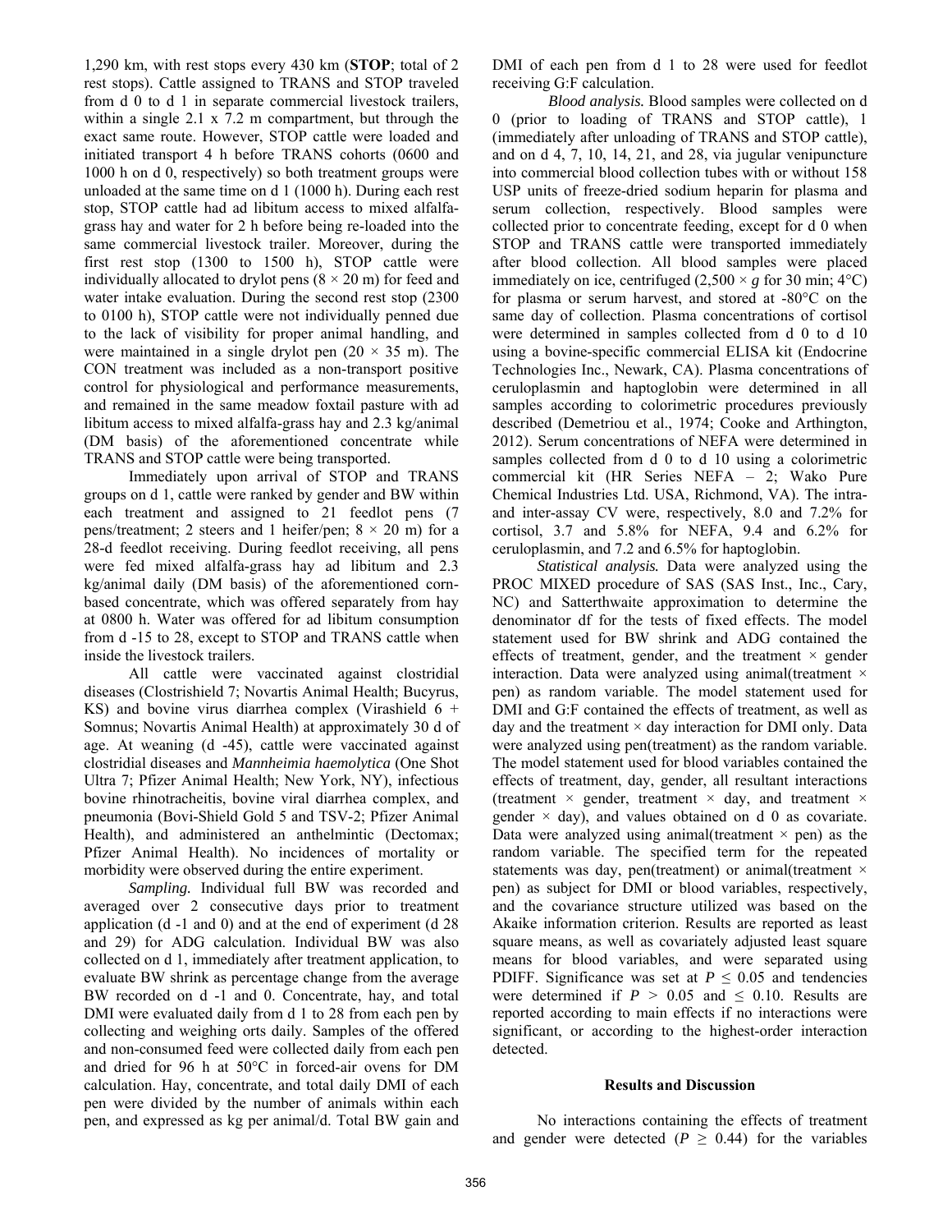1,290 km, with rest stops every 430 km (**STOP**; total of 2 rest stops). Cattle assigned to TRANS and STOP traveled from d 0 to d 1 in separate commercial livestock trailers, within a single 2.1 x 7.2 m compartment, but through the exact same route. However, STOP cattle were loaded and initiated transport 4 h before TRANS cohorts (0600 and 1000 h on d 0, respectively) so both treatment groups were unloaded at the same time on d 1 (1000 h). During each rest stop, STOP cattle had ad libitum access to mixed alfalfa-grass hay and water for 2 h before being re-loaded into the same commercial livestock trailer. Moreover, during the first rest stop (1300 to 1500 h), STOP cattle were individually allocated to drylot pens (8 × 20 m) for feed and water intake evaluation. During the second rest stop (2300 to 0100 h), STOP cattle were not individually penned due to the lack of visibility for proper animal handling, and were maintained in a single drylot pen (20 × 35 m). The CON treatment was included as a non-transport positive control for physiological and performance measurements, and remained in the same meadow foxtail pasture with ad libitum access to mixed alfalfa-grass hay and 2.3 kg/animal (DM basis) of the aforementioned concentrate while TRANS and STOP cattle were being transported.

Immediately upon arrival of STOP and TRANS groups on d 1, cattle were ranked by gender and BW within each treatment and assigned to 21 feedlot pens (7 pens/treatment; 2 steers and 1 heifer/pen; 8 × 20 m) for a 28-d feedlot receiving. During feedlot receiving, all pens were fed mixed alfalfa-grass hay ad libitum and 2.3 kg/animal daily (DM basis) of the aforementioned corn-based concentrate, which was offered separately from hay at 0800 h. Water was offered for ad libitum consumption from d -15 to 28, except to STOP and TRANS cattle when inside the livestock trailers.

All cattle were vaccinated against clostridial diseases (Clostrishield 7; Novartis Animal Health; Bucyrus, KS) and bovine virus diarrhea complex (Virashield 6 + Somnus; Novartis Animal Health) at approximately 30 d of age. At weaning (d -45), cattle were vaccinated against clostridial diseases and *Mannheimia haemolytica* (One Shot Ultra 7; Pfizer Animal Health; New York, NY), infectious bovine rhinotracheitis, bovine viral diarrhea complex, and pneumonia (Bovi-Shield Gold 5 and TSV-2; Pfizer Animal Health), and administered an anthelmintic (Dectomax; Pfizer Animal Health). No incidences of mortality or morbidity were observed during the entire experiment.

*Sampling.* Individual full BW was recorded and averaged over 2 consecutive days prior to treatment application (d -1 and 0) and at the end of experiment (d 28 and 29) for ADG calculation. Individual BW was also collected on d 1, immediately after treatment application, to evaluate BW shrink as percentage change from the average BW recorded on d -1 and 0. Concentrate, hay, and total DMI were evaluated daily from d 1 to 28 from each pen by collecting and weighing orts daily. Samples of the offered and non-consumed feed were collected daily from each pen and dried for 96 h at 50°C in forced-air ovens for DM calculation. Hay, concentrate, and total daily DMI of each pen were divided by the number of animals within each pen, and expressed as kg per animal/d. Total BW gain and DMI of each pen from d 1 to 28 were used for feedlot receiving G:F calculation.

*Blood analysis.* Blood samples were collected on d 0 (prior to loading of TRANS and STOP cattle), 1 (immediately after unloading of TRANS and STOP cattle), and on d 4, 7, 10, 14, 21, and 28, via jugular venipuncture into commercial blood collection tubes with or without 158 USP units of freeze-dried sodium heparin for plasma and serum collection, respectively. Blood samples were collected prior to concentrate feeding, except for d 0 when STOP and TRANS cattle were transported immediately after blood collection. All blood samples were placed immediately on ice, centrifuged (2,500 × *g* for 30 min; 4°C) for plasma or serum harvest, and stored at -80°C on the same day of collection. Plasma concentrations of cortisol were determined in samples collected from d 0 to d 10 using a bovine-specific commercial ELISA kit (Endocrine Technologies Inc., Newark, CA). Plasma concentrations of ceruloplasmin and haptoglobin were determined in all samples according to colorimetric procedures previously described (Demetriou et al., 1974; Cooke and Arthington, 2012). Serum concentrations of NEFA were determined in samples collected from d 0 to d 10 using a colorimetric commercial kit (HR Series NEFA – 2; Wako Pure Chemical Industries Ltd. USA, Richmond, VA). The intra- and inter-assay CV were, respectively, 8.0 and 7.2% for cortisol, 3.7 and 5.8% for NEFA, 9.4 and 6.2% for ceruloplasmin, and 7.2 and 6.5% for haptoglobin.

*Statistical analysis.* Data were analyzed using the PROC MIXED procedure of SAS (SAS Inst., Inc., Cary, NC) and Satterthwaite approximation to determine the denominator df for the tests of fixed effects. The model statement used for BW shrink and ADG contained the effects of treatment, gender, and the treatment × gender interaction. Data were analyzed using animal(treatment × pen) as random variable. The model statement used for DMI and G:F contained the effects of treatment, as well as day and the treatment × day interaction for DMI only. Data were analyzed using pen(treatment) as the random variable. The model statement used for blood variables contained the effects of treatment, day, gender, all resultant interactions (treatment × gender, treatment × day, and treatment × gender × day), and values obtained on d 0 as covariate. Data were analyzed using animal(treatment × pen) as the random variable. The specified term for the repeated statements was day, pen(treatment) or animal(treatment × pen) as subject for DMI or blood variables, respectively, and the covariance structure utilized was based on the Akaike information criterion. Results are reported as least square means, as well as covariately adjusted least square means for blood variables, and were separated using PDIFF. Significance was set at $P \leq 0.05$ and tendencies were determined if $P > 0.05$ and $\leq 0.10$. Results are reported according to main effects if no interactions were significant, or according to the highest-order interaction detected.

## Results and Discussion

No interactions containing the effects of treatment and gender were detected ($P \geq 0.44$) for the variables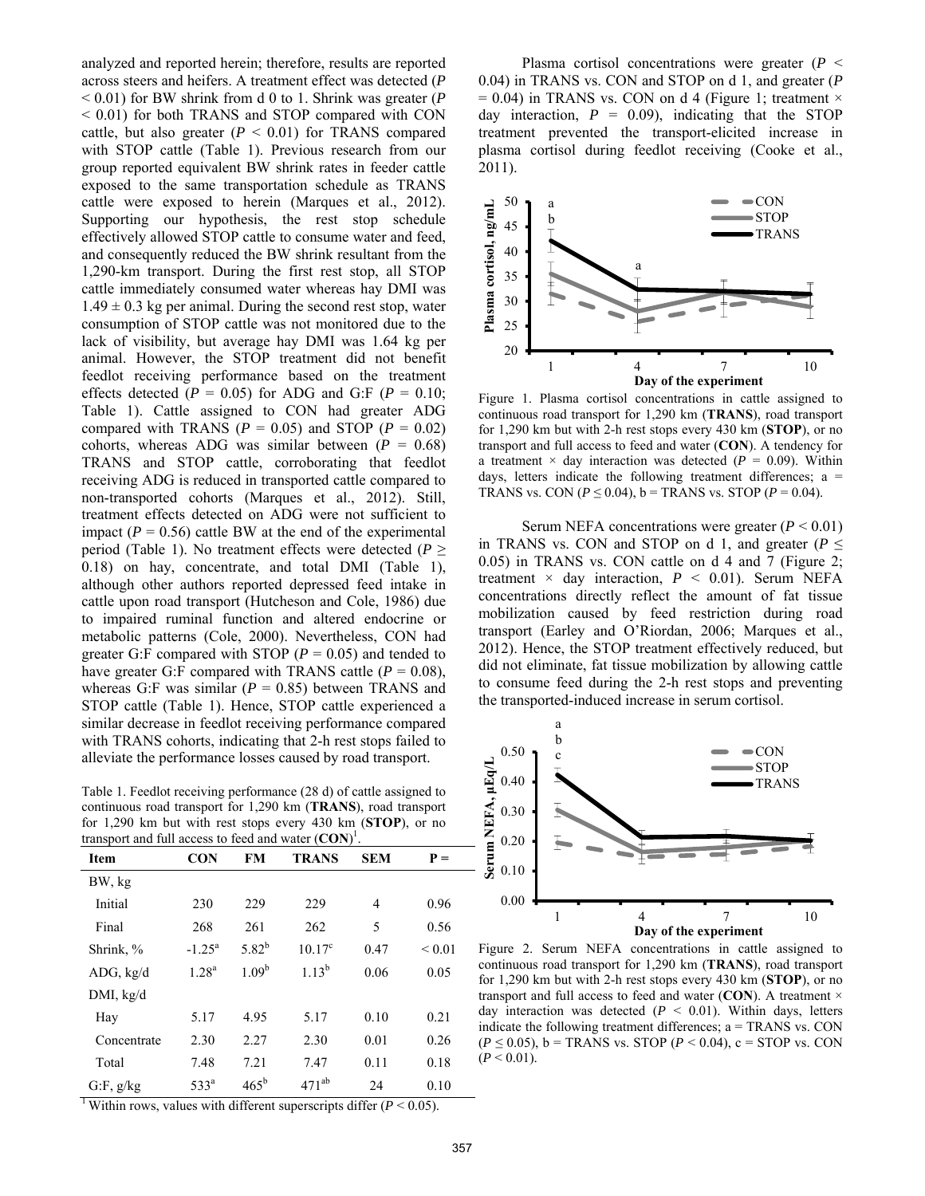analyzed and reported herein; therefore, results are reported across steers and heifers. A treatment effect was detected ($P$ < 0.01) for BW shrink from d 0 to 1. Shrink was greater ($P$ < 0.01) for both TRANS and STOP compared with CON cattle, but also greater ($P$ < 0.01) for TRANS compared with STOP cattle (Table 1). Previous research from our group reported equivalent BW shrink rates in feeder cattle exposed to the same transportation schedule as TRANS cattle were exposed to herein (Marques et al., 2012). Supporting our hypothesis, the rest stop schedule effectively allowed STOP cattle to consume water and feed, and consequently reduced the BW shrink resultant from the 1,290-km transport. During the first rest stop, all STOP cattle immediately consumed water whereas hay DMI was 1.49 ± 0.3 kg per animal. During the second rest stop, water consumption of STOP cattle was not monitored due to the lack of visibility, but average hay DMI was 1.64 kg per animal. However, the STOP treatment did not benefit feedlot receiving performance based on the treatment effects detected ($P$ = 0.05) for ADG and G:F ($P$ = 0.10; Table 1). Cattle assigned to CON had greater ADG compared with TRANS ($P$ = 0.05) and STOP ($P$ = 0.02) cohorts, whereas ADG was similar between ($P$ = 0.68) TRANS and STOP cattle, corroborating that feedlot receiving ADG is reduced in transported cattle compared to non-transported cohorts (Marques et al., 2012). Still, treatment effects detected on ADG were not sufficient to impact ($P$ = 0.56) cattle BW at the end of the experimental period (Table 1). No treatment effects were detected ($P$ ≥ 0.18) on hay, concentrate, and total DMI (Table 1), although other authors reported depressed feed intake in cattle upon road transport (Hutcheson and Cole, 1986) due to impaired ruminal function and altered endocrine or metabolic patterns (Cole, 2000). Nevertheless, CON had greater G:F compared with STOP ($P$ = 0.05) and tended to have greater G:F compared with TRANS cattle ($P$ = 0.08), whereas G:F was similar ($P$ = 0.85) between TRANS and STOP cattle (Table 1). Hence, STOP cattle experienced a similar decrease in feedlot receiving performance compared with TRANS cohorts, indicating that 2-h rest stops failed to alleviate the performance losses caused by road transport.

Table 1. Feedlot receiving performance (28 d) of cattle assigned to continuous road transport for 1,290 km (**TRANS**), road transport for 1,290 km but with rest stops every 430 km (**STOP**), or no transport and full access to feed and water (**CON**)[1].

| Item | CON | FM | TRANS | SEM | P = |
|---|---|---|---|---|---|
| BW, kg | | | | | |
| Initial | 230 | 229 | 229 | 4 | 0.96 |
| Final | 268 | 261 | 262 | 5 | 0.56 |
| Shrink, % | -1.25[a] | 5.82[b] | 10.17[c] | 0.47 | < 0.01 |
| ADG, kg/d | 1.28[a] | 1.09[b] | 1.13[b] | 0.06 | 0.05 |
| DMI, kg/d | | | | | |
| Hay | 5.17 | 4.95 | 5.17 | 0.10 | 0.21 |
| Concentrate | 2.30 | 2.27 | 2.30 | 0.01 | 0.26 |
| Total | 7.48 | 7.21 | 7.47 | 0.11 | 0.18 |
| G:F, g/kg | 533[a] | 465[b] | 471[ab] | 24 | 0.10 |

[1] Within rows, values with different superscripts differ ($P$ < 0.05).

Plasma cortisol concentrations were greater ($P$ < 0.04) in TRANS vs. CON and STOP on d 1, and greater ($P$ = 0.04) in TRANS vs. CON on d 4 (Figure 1; treatment × day interaction, $P$ = 0.09), indicating that the STOP treatment prevented the transport-elicited increase in plasma cortisol during feedlot receiving (Cooke et al., 2011).

Figure 1. Plasma cortisol concentrations in cattle assigned to continuous road transport for 1,290 km (**TRANS**), road transport for 1,290 km but with 2-h rest stops every 430 km (**STOP**), or no transport and full access to feed and water (**CON**). A tendency for a treatment × day interaction was detected ($P$ = 0.09). Within days, letters indicate the following treatment differences; a = TRANS vs. CON ($P$ ≤ 0.04), b = TRANS vs. STOP ($P$ = 0.04).

Serum NEFA concentrations were greater ($P$ < 0.01) in TRANS vs. CON and STOP on d 1, and greater ($P$ ≤ 0.05) in TRANS vs. CON cattle on d 4 and 7 (Figure 2; treatment × day interaction, $P$ < 0.01). Serum NEFA concentrations directly reflect the amount of fat tissue mobilization caused by feed restriction during road transport (Earley and O'Riordan, 2006; Marques et al., 2012). Hence, the STOP treatment effectively reduced, but did not eliminate, fat tissue mobilization by allowing cattle to consume feed during the 2-h rest stops and preventing the transported-induced increase in serum cortisol.

Figure 2. Serum NEFA concentrations in cattle assigned to continuous road transport for 1,290 km (**TRANS**), road transport for 1,290 km but with 2-h rest stops every 430 km (**STOP**), or no transport and full access to feed and water (**CON**). A treatment × day interaction was detected ($P$ < 0.01). Within days, letters indicate the following treatment differences; a = TRANS vs. CON ($P$ ≤ 0.05), b = TRANS vs. STOP ($P$ < 0.04), c = STOP vs. CON ($P$ < 0.01).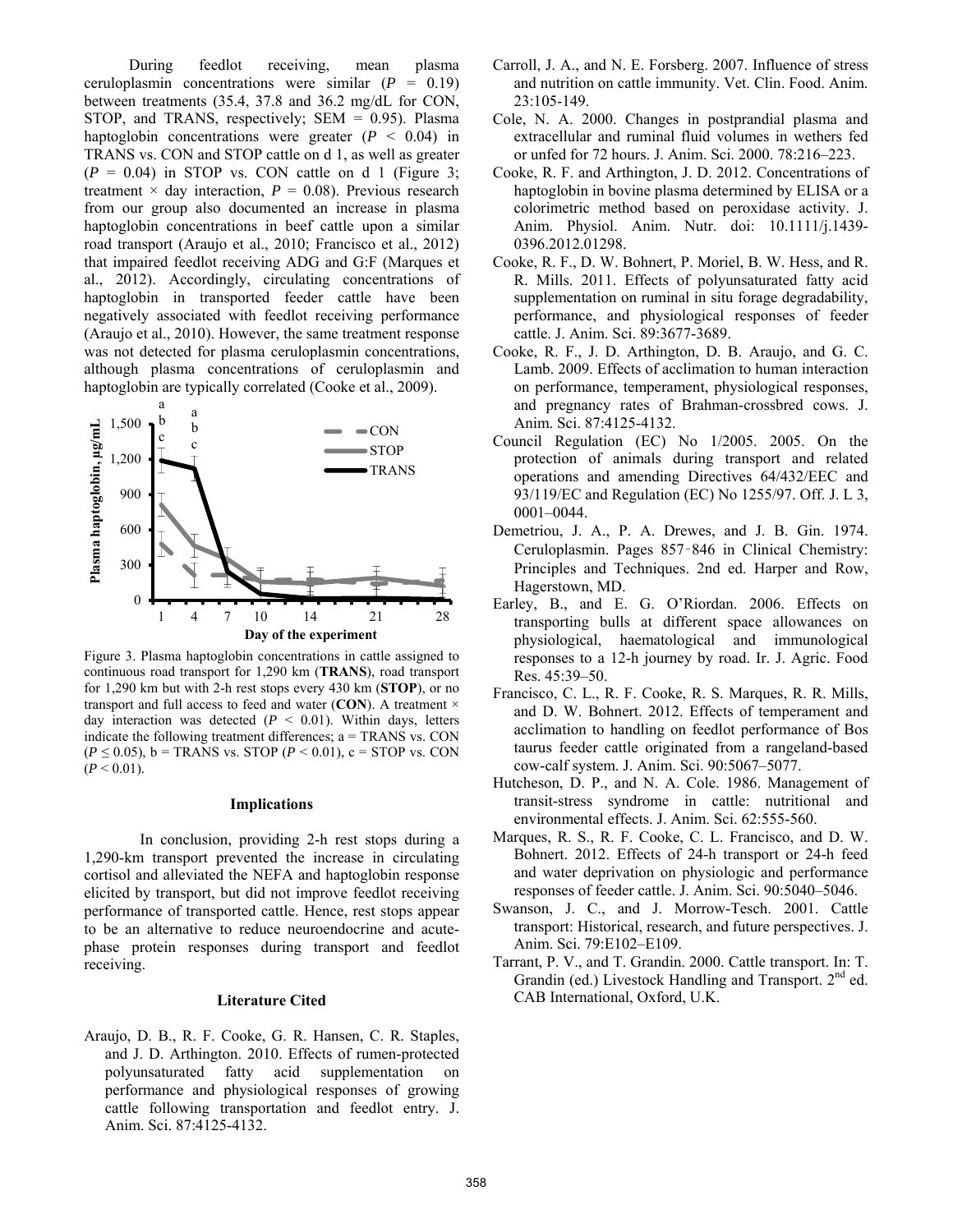During feedlot receiving, mean plasma ceruloplasmin concentrations were similar ($P$ = 0.19) between treatments (35.4, 37.8 and 36.2 mg/dL for CON, STOP, and TRANS, respectively; SEM = 0.95). Plasma haptoglobin concentrations were greater ($P$ < 0.04) in TRANS vs. CON and STOP cattle on d 1, as well as greater ($P$ = 0.04) in STOP vs. CON cattle on d 1 (Figure 3; treatment × day interaction, $P$ = 0.08). Previous research from our group also documented an increase in plasma haptoglobin concentrations in beef cattle upon a similar road transport (Araujo et al., 2010; Francisco et al., 2012) that impaired feedlot receiving ADG and G:F (Marques et al., 2012). Accordingly, circulating concentrations of haptoglobin in transported feeder cattle have been negatively associated with feedlot receiving performance (Araujo et al., 2010). However, the same treatment response was not detected for plasma ceruloplasmin concentrations, although plasma concentrations of ceruloplasmin and haptoglobin are typically correlated (Cooke et al., 2009).

Plasma haptoglobin, µg/mL

1,500
1,200
900
600
300
0

1 4 7 10 14 21 28

Day of the experiment

CON
STOP
TRANS

a b c
a b c

Figure 3. Plasma haptoglobin concentrations in cattle assigned to continuous road transport for 1,290 km (**TRANS**), road transport for 1,290 km but with 2-h rest stops every 430 km (**STOP**), or no transport and full access to feed and water (**CON**). A treatment × day interaction was detected ($P$ < 0.01). Within days, letters indicate the following treatment differences; a = TRANS vs. CON ($P \leq 0.05$), b = TRANS vs. STOP ($P$ < 0.01), c = STOP vs. CON ($P$ < 0.01).

## Implications

In conclusion, providing 2-h rest stops during a 1,290-km transport prevented the increase in circulating cortisol and alleviated the NEFA and haptoglobin response elicited by transport, but did not improve feedlot receiving performance of transported cattle. Hence, rest stops appear to be an alternative to reduce neuroendocrine and acute-phase protein responses during transport and feedlot receiving.

## Literature Cited

Araujo, D. B., R. F. Cooke, G. R. Hansen, C. R. Staples, and J. D. Arthington. 2010. Effects of rumen-protected polyunsaturated fatty acid supplementation on performance and physiological responses of growing cattle following transportation and feedlot entry. J. Anim. Sci. 87:4125-4132.

Carroll, J. A., and N. E. Forsberg. 2007. Influence of stress and nutrition on cattle immunity. Vet. Clin. Food. Anim. 23:105-149.

Cole, N. A. 2000. Changes in postprandial plasma and extracellular and ruminal fluid volumes in wethers fed or unfed for 72 hours. J. Anim. Sci. 2000. 78:216–223.

Cooke, R. F. and Arthington, J. D. 2012. Concentrations of haptoglobin in bovine plasma determined by ELISA or a colorimetric method based on peroxidase activity. J. Anim. Physiol. Anim. Nutr. doi: 10.1111/j.1439-0396.2012.01298.

Cooke, R. F., D. W. Bohnert, P. Moriel, B. W. Hess, and R. R. Mills. 2011. Effects of polyunsaturated fatty acid supplementation on ruminal in situ forage degradability, performance, and physiological responses of feeder cattle. J. Anim. Sci. 89:3677-3689.

Cooke, R. F., J. D. Arthington, D. B. Araujo, and G. C. Lamb. 2009. Effects of acclimation to human interaction on performance, temperament, physiological responses, and pregnancy rates of Brahman-crossbred cows. J. Anim. Sci. 87:4125-4132.

Council Regulation (EC) No 1/2005. 2005. On the protection of animals during transport and related operations and amending Directives 64/432/EEC and 93/119/EC and Regulation (EC) No 1255/97. Off. J. L 3, 0001–0044.

Demetriou, J. A., P. A. Drewes, and J. B. Gin. 1974. Ceruloplasmin. Pages 857‑846 in Clinical Chemistry: Principles and Techniques. 2nd ed. Harper and Row, Hagerstown, MD.

Earley, B., and E. G. O'Riordan. 2006. Effects on transporting bulls at different space allowances on physiological, haematological and immunological responses to a 12-h journey by road. Ir. J. Agric. Food Res. 45:39–50.

Francisco, C. L., R. F. Cooke, R. S. Marques, R. R. Mills, and D. W. Bohnert. 2012. Effects of temperament and acclimation to handling on feedlot performance of Bos taurus feeder cattle originated from a rangeland-based cow-calf system. J. Anim. Sci. 90:5067–5077.

Hutcheson, D. P., and N. A. Cole. 1986. Management of transit-stress syndrome in cattle: nutritional and environmental effects. J. Anim. Sci. 62:555-560.

Marques, R. S., R. F. Cooke, C. L. Francisco, and D. W. Bohnert. 2012. Effects of 24-h transport or 24-h feed and water deprivation on physiologic and performance responses of feeder cattle. J. Anim. Sci. 90:5040–5046.

Swanson, J. C., and J. Morrow-Tesch. 2001. Cattle transport: Historical, research, and future perspectives. J. Anim. Sci. 79:E102–E109.

Tarrant, P. V., and T. Grandin. 2000. Cattle transport. In: T. Grandin (ed.) Livestock Handling and Transport. 2nd ed. CAB International, Oxford, U.K.